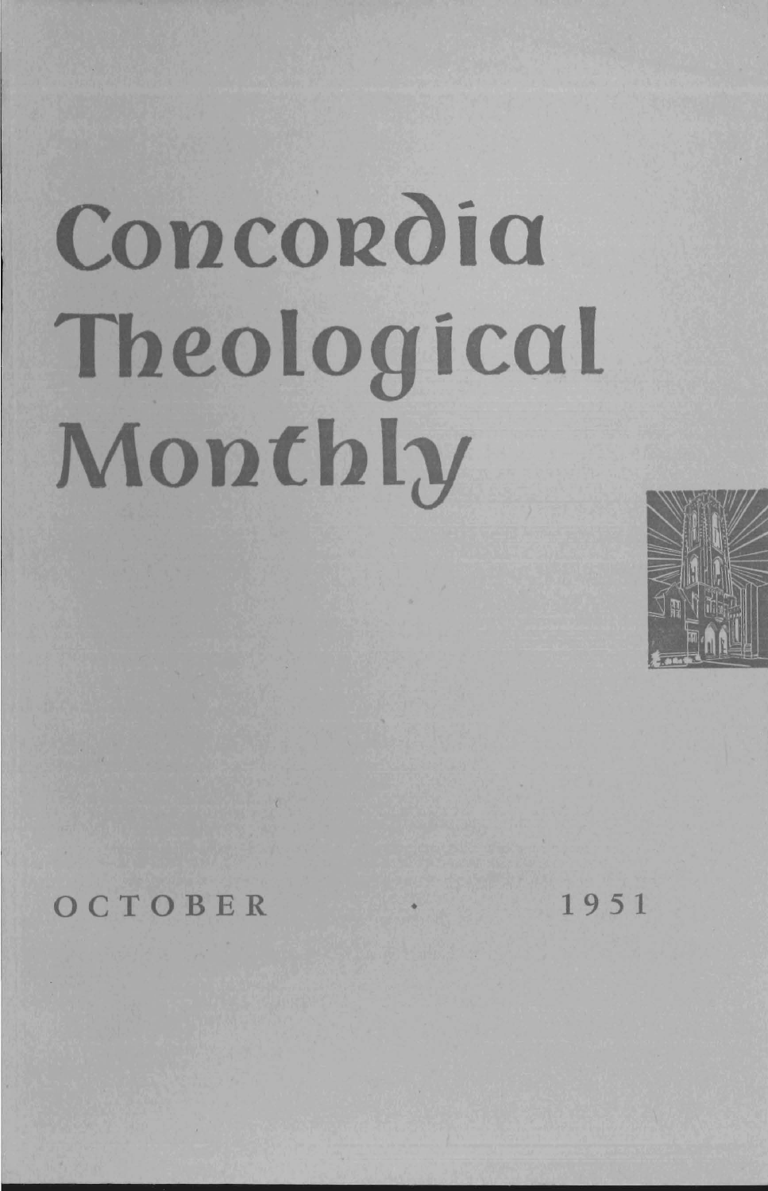# Concordia Theological Monthly

OCTOBER · 1951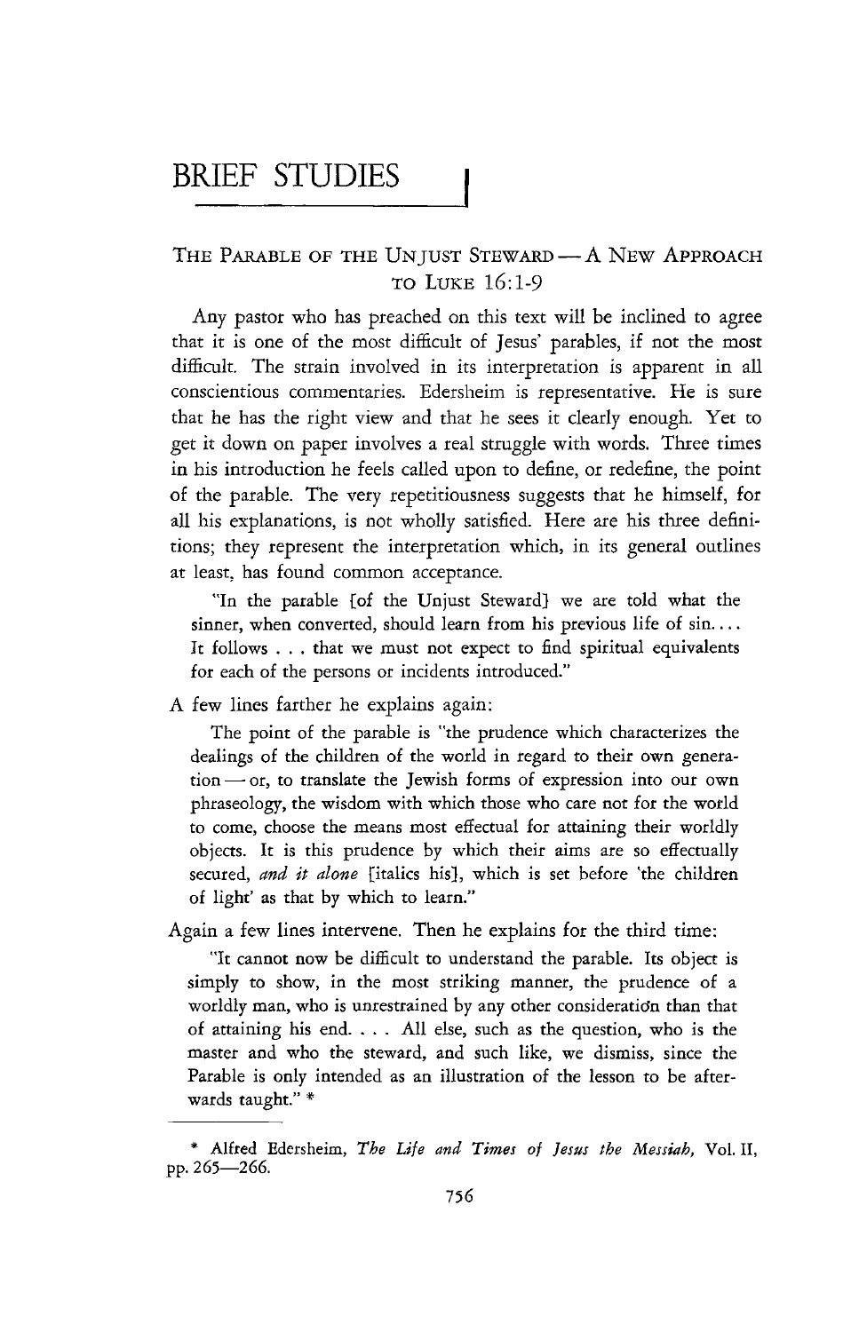# BRIEF STUDIES

## THE PARABLE OF THE UNJUST STEWARD — A NEW APPROACH TO LUKE 16:1-9

Any pastor who has preached on this text will be inclined to agree that it is one of the most difficult of Jesus' parables, if not the most difficult. The strain involved in its interpretation is apparent in all conscientious commentaries. Edersheim is representative. He is sure that he has the right view and that he sees it clearly enough. Yet to get it down on paper involves a real struggle with words. Three times in his introduction he feels called upon to define, or redefine, the point of the parable. The very repetitiousness suggests that he himself, for all his explanations, is not wholly satisfied. Here are his three definitions; they represent the interpretation which, in its general outlines at least, has found common acceptance.

> "In the parable [of the Unjust Steward] we are told what the sinner, when converted, should learn from his previous life of sin. . . . It follows . . . that we must not expect to find spiritual equivalents for each of the persons or incidents introduced."

A few lines farther he explains again:

> The point of the parable is "the prudence which characterizes the dealings of the children of the world in regard to their own generation — or, to translate the Jewish forms of expression into our own phraseology, the wisdom with which those who care not for the world to come, choose the means most effectual for attaining their worldly objects. It is this prudence by which their aims are so effectually secured, *and it alone* [italics his], which is set before 'the children of light' as that by which to learn."

Again a few lines intervene. Then he explains for the third time:

> "It cannot now be difficult to understand the parable. Its object is simply to show, in the most striking manner, the prudence of a worldly man, who is unrestrained by any other consideration than that of attaining his end. . . . All else, such as the question, who is the master and who the steward, and such like, we dismiss, since the Parable is only intended as an illustration of the lesson to be afterwards taught." *

---

\* Alfred Edersheim, *The Life and Times of Jesus the Messiah*, Vol. II, pp. 265—266.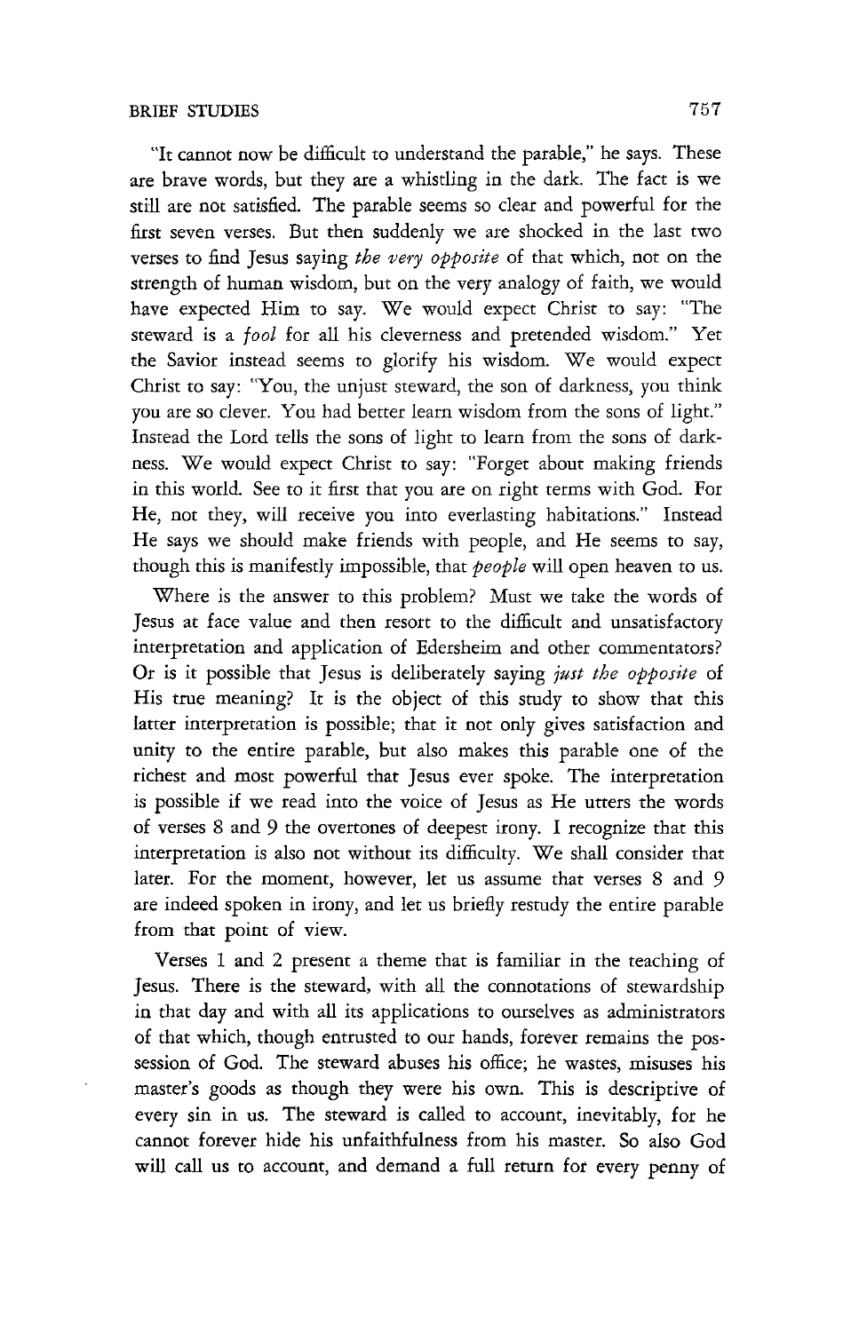"It cannot now be difficult to understand the parable," he says. These are brave words, but they are a whistling in the dark. The fact is we still are not satisfied. The parable seems so clear and powerful for the first seven verses. But then suddenly we are shocked in the last two verses to find Jesus saying *the very opposite* of that which, not on the strength of human wisdom, but on the very analogy of faith, we would have expected Him to say. We would expect Christ to say: "The steward is a *fool* for all his cleverness and pretended wisdom." Yet the Savior instead seems to glorify his wisdom. We would expect Christ to say: "You, the unjust steward, the son of darkness, you think you are so clever. You had better learn wisdom from the sons of light." Instead the Lord tells the sons of light to learn from the sons of darkness. We would expect Christ to say: "Forget about making friends in this world. See to it first that you are on right terms with God. For He, not they, will receive you into everlasting habitations." Instead He says we should make friends with people, and He seems to say, though this is manifestly impossible, that *people* will open heaven to us.

Where is the answer to this problem? Must we take the words of Jesus at face value and then resort to the difficult and unsatisfactory interpretation and application of Edersheim and other commentators? Or is it possible that Jesus is deliberately saying *just the opposite* of His true meaning? It is the object of this study to show that this latter interpretation is possible; that it not only gives satisfaction and unity to the entire parable, but also makes this parable one of the richest and most powerful that Jesus ever spoke. The interpretation is possible if we read into the voice of Jesus as He utters the words of verses 8 and 9 the overtones of deepest irony. I recognize that this interpretation is also not without its difficulty. We shall consider that later. For the moment, however, let us assume that verses 8 and 9 are indeed spoken in irony, and let us briefly restudy the entire parable from that point of view.

Verses 1 and 2 present a theme that is familiar in the teaching of Jesus. There is the steward, with all the connotations of stewardship in that day and with all its applications to ourselves as administrators of that which, though entrusted to our hands, forever remains the possession of God. The steward abuses his office; he wastes, misuses his master's goods as though they were his own. This is descriptive of every sin in us. The steward is called to account, inevitably, for he cannot forever hide his unfaithfulness from his master. So also God will call us to account, and demand a full return for every penny of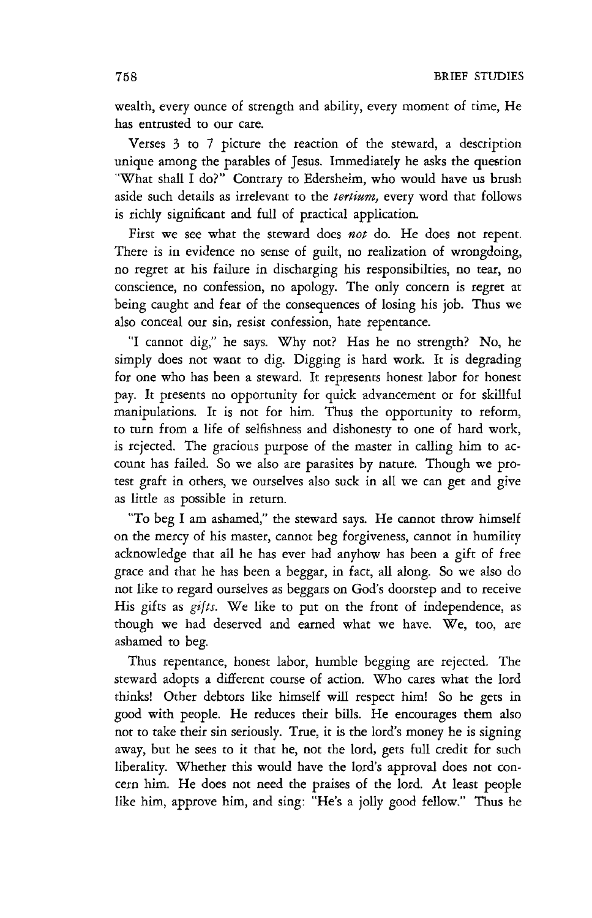wealth, every ounce of strength and ability, every moment of time, He has entrusted to our care.

Verses 3 to 7 picture the reaction of the steward, a description unique among the parables of Jesus. Immediately he asks the question "What shall I do?" Contrary to Edersheim, who would have us brush aside such details as irrelevant to the *tertium,* every word that follows is richly significant and full of practical application.

First we see what the steward does *not* do. He does not repent. There is in evidence no sense of guilt, no realization of wrongdoing, no regret at his failure in discharging his responsibilties, no tear, no conscience, no confession, no apology. The only concern is regret at being caught and fear of the consequences of losing his job. Thus we also conceal our sin, resist confession, hate repentance.

"I cannot dig," he says. Why not? Has he no strength? No, he simply does not want to dig. Digging is hard work. It is degrading for one who has been a steward. It represents honest labor for honest pay. It presents no opportunity for quick advancement or for skillful manipulations. It is not for him. Thus the opportunity to reform, to turn from a life of selfishness and dishonesty to one of hard work, is rejected. The gracious purpose of the master in calling him to account has failed. So we also are parasites by nature. Though we protest graft in others, we ourselves also suck in all we can get and give as little as possible in return.

"To beg I am ashamed," the steward says. He cannot throw himself on the mercy of his master, cannot beg forgiveness, cannot in humility acknowledge that all he has ever had anyhow has been a gift of free grace and that he has been a beggar, in fact, all along. So we also do not like to regard ourselves as beggars on God's doorstep and to receive His gifts as *gifts.* We like to put on the front of independence, as though we had deserved and earned what we have. We, too, are ashamed to beg.

Thus repentance, honest labor, humble begging are rejected. The steward adopts a different course of action. Who cares what the lord thinks! Other debtors like himself will respect him! So he gets in good with people. He reduces their bills. He encourages them also not to take their sin seriously. True, it is the lord's money he is signing away, but he sees to it that he, not the lord, gets full credit for such liberality. Whether this would have the lord's approval does not concern him. He does not need the praises of the lord. At least people like him, approve him, and sing: "He's a jolly good fellow." Thus he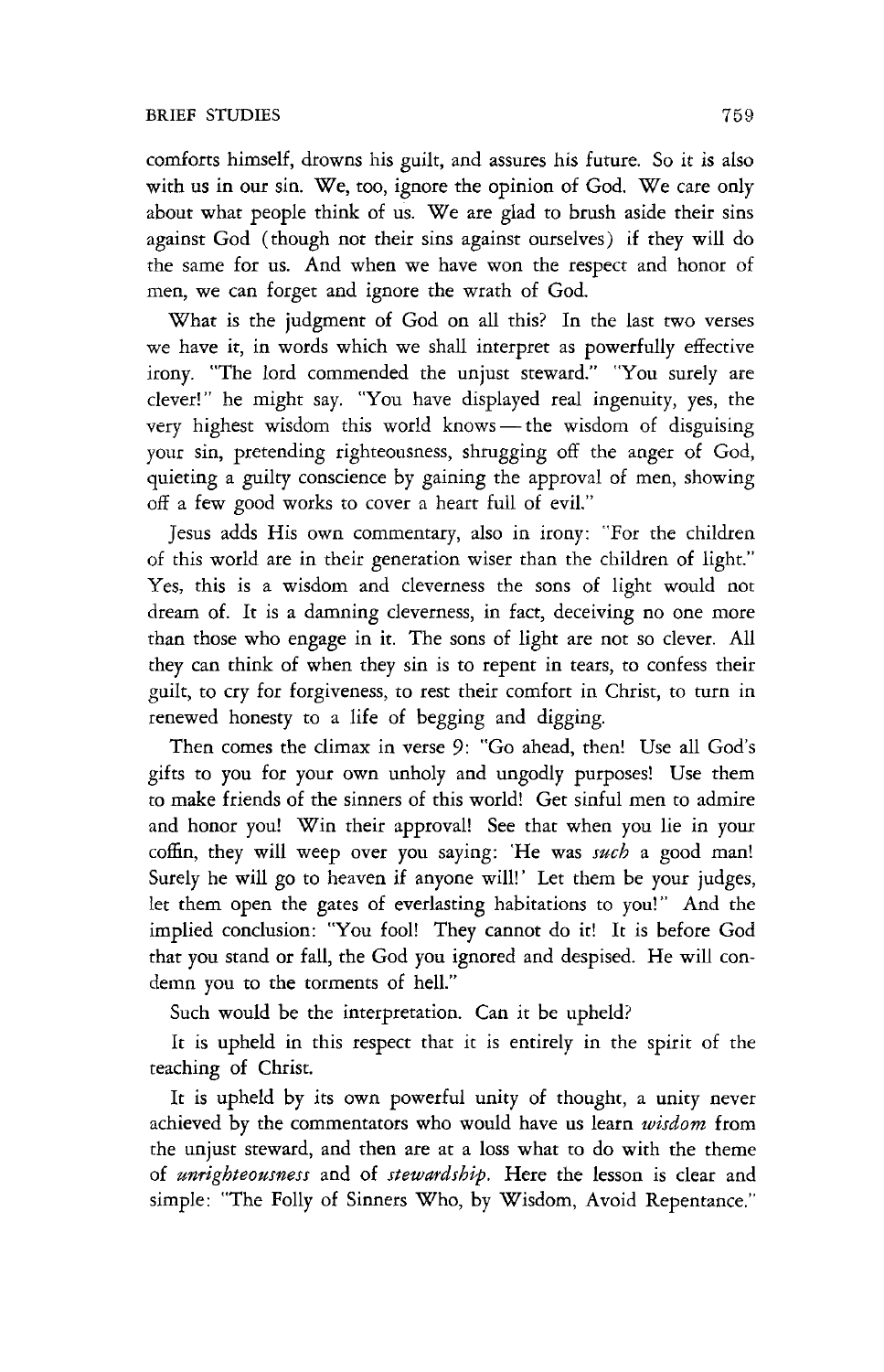comforts himself, drowns his guilt, and assures his future. So it is also with us in our sin. We, too, ignore the opinion of God. We care only about what people think of us. We are glad to brush aside their sins against God (though not their sins against ourselves) if they will do the same for us. And when we have won the respect and honor of men, we can forget and ignore the wrath of God.

What is the judgment of God on all this? In the last two verses we have it, in words which we shall interpret as powerfully effective irony. "The lord commended the unjust steward." "You surely are clever!" he might say. "You have displayed real ingenuity, yes, the very highest wisdom this world knows — the wisdom of disguising your sin, pretending righteousness, shrugging off the anger of God, quieting a guilty conscience by gaining the approval of men, showing off a few good works to cover a heart full of evil."

Jesus adds His own commentary, also in irony: "For the children of this world are in their generation wiser than the children of light." Yes, this is a wisdom and cleverness the sons of light would not dream of. It is a damning cleverness, in fact, deceiving no one more than those who engage in it. The sons of light are not so clever. All they can think of when they sin is to repent in tears, to confess their guilt, to cry for forgiveness, to rest their comfort in Christ, to turn in renewed honesty to a life of begging and digging.

Then comes the climax in verse 9: "Go ahead, then! Use all God's gifts to you for your own unholy and ungodly purposes! Use them to make friends of the sinners of this world! Get sinful men to admire and honor you! Win their approval! See that when you lie in your coffin, they will weep over you saying: 'He was *such* a good man! Surely he will go to heaven if anyone will!' Let them be your judges, let them open the gates of everlasting habitations to you!" And the implied conclusion: "You fool! They cannot do it! It is before God that you stand or fall, the God you ignored and despised. He will condemn you to the torments of hell."

Such would be the interpretation. Can it be upheld?

It is upheld in this respect that it is entirely in the spirit of the teaching of Christ.

It is upheld by its own powerful unity of thought, a unity never achieved by the commentators who would have us learn *wisdom* from the unjust steward, and then are at a loss what to do with the theme of *unrighteousness* and of *stewardship*. Here the lesson is clear and simple: "The Folly of Sinners Who, by Wisdom, Avoid Repentance."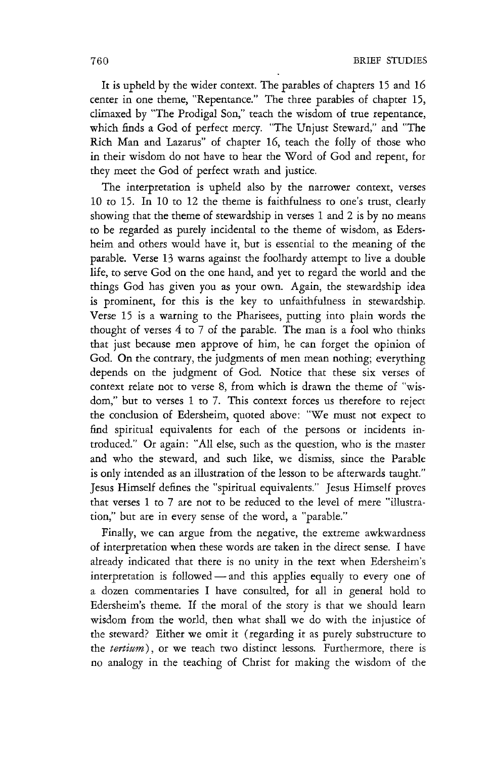It is upheld by the wider context. The parables of chapters 15 and 16 center in one theme, "Repentance." The three parables of chapter 15, climaxed by "The Prodigal Son," teach the wisdom of true repentance, which finds a God of perfect mercy. "The Unjust Steward," and "The Rich Man and Lazarus" of chapter 16, teach the folly of those who in their wisdom do not have to hear the Word of God and repent, for they meet the God of perfect wrath and justice.

The interpretation is upheld also by the narrower context, verses 10 to 15. In 10 to 12 the theme is faithfulness to one's trust, clearly showing that the theme of stewardship in verses 1 and 2 is by no means to be regarded as purely incidental to the theme of wisdom, as Edersheim and others would have it, but is essential to the meaning of the parable. Verse 13 warns against the foolhardy attempt to live a double life, to serve God on the one hand, and yet to regard the world and the things God has given you as your own. Again, the stewardship idea is prominent, for this is the key to unfaithfulness in stewardship. Verse 15 is a warning to the Pharisees, putting into plain words the thought of verses 4 to 7 of the parable. The man is a fool who thinks that just because men approve of him, he can forget the opinion of God. On the contrary, the judgments of men mean nothing; everything depends on the judgment of God. Notice that these six verses of context relate not to verse 8, from which is drawn the theme of "wisdom," but to verses 1 to 7. This context forces us therefore to reject the conclusion of Edersheim, quoted above: "We must not expect to find spiritual equivalents for each of the persons or incidents introduced." Or again: "All else, such as the question, who is the master and who the steward, and such like, we dismiss, since the Parable is only intended as an illustration of the lesson to be afterwards taught." Jesus Himself defines the "spiritual equivalents." Jesus Himself proves that verses 1 to 7 are not to be reduced to the level of mere "illustration," but are in every sense of the word, a "parable."

Finally, we can argue from the negative, the extreme awkwardness of interpretation when these words are taken in the direct sense. I have already indicated that there is no unity in the text when Edersheim's interpretation is followed — and this applies equally to every one of a dozen commentaries I have consulted, for all in general hold to Edersheim's theme. If the moral of the story is that we should learn wisdom from the world, then what shall we do with the injustice of the steward? Either we omit it (regarding it as purely substructure to the *tertium*), or we teach two distinct lessons. Furthermore, there is no analogy in the teaching of Christ for making the wisdom of the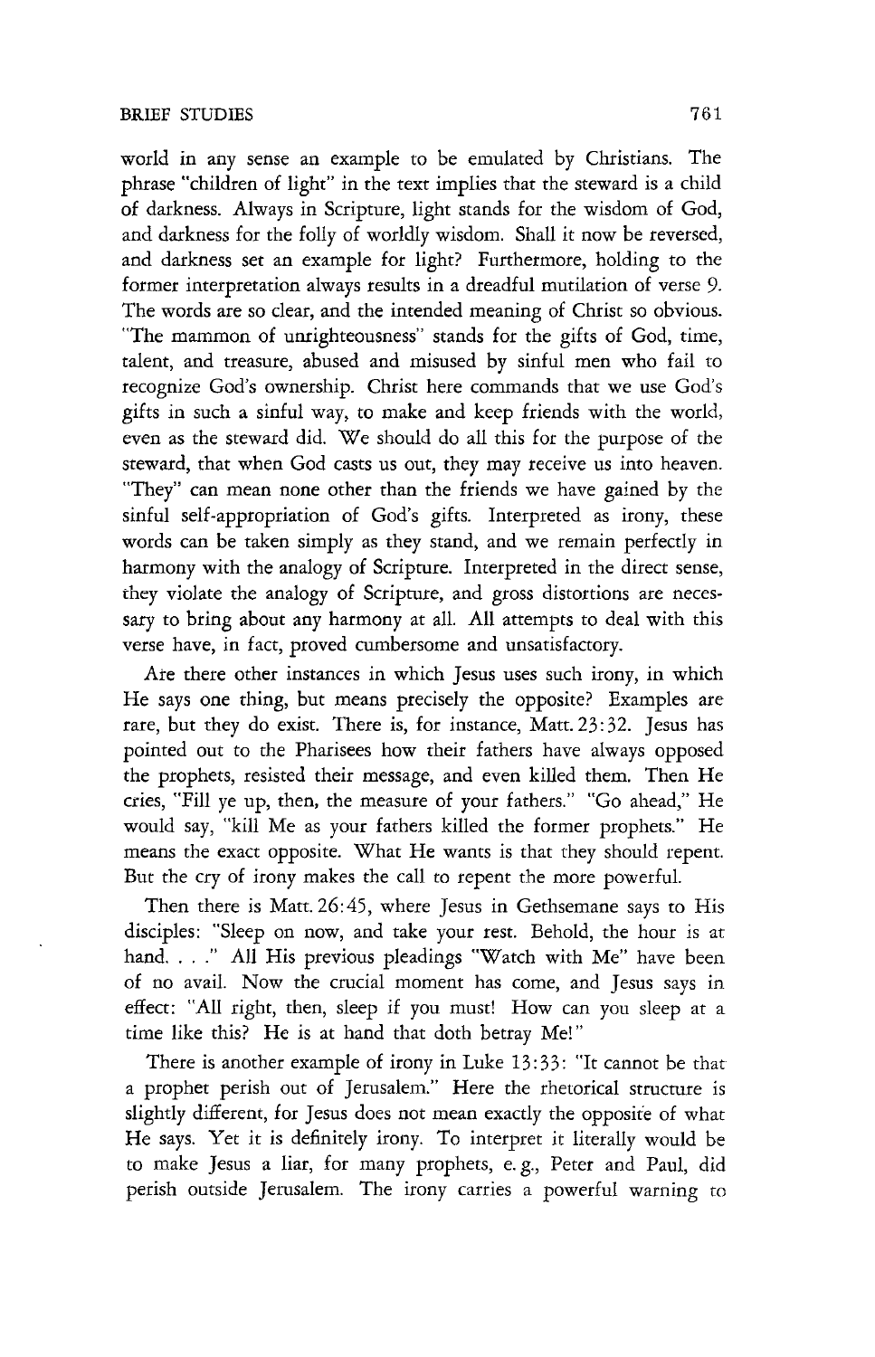world in any sense an example to be emulated by Christians. The phrase "children of light" in the text implies that the steward is a child of darkness. Always in Scripture, light stands for the wisdom of God, and darkness for the folly of worldly wisdom. Shall it now be reversed, and darkness set an example for light? Furthermore, holding to the former interpretation always results in a dreadful mutilation of verse 9. The words are so clear, and the intended meaning of Christ so obvious. "The mammon of unrighteousness" stands for the gifts of God, time, talent, and treasure, abused and misused by sinful men who fail to recognize God's ownership. Christ here commands that we use God's gifts in such a sinful way, to make and keep friends with the world, even as the steward did. We should do all this for the purpose of the steward, that when God casts us out, they may receive us into heaven. "They" can mean none other than the friends we have gained by the sinful self-appropriation of God's gifts. Interpreted as irony, these words can be taken simply as they stand, and we remain perfectly in harmony with the analogy of Scripture. Interpreted in the direct sense, they violate the analogy of Scripture, and gross distortions are necessary to bring about any harmony at all. All attempts to deal with this verse have, in fact, proved cumbersome and unsatisfactory.

Are there other instances in which Jesus uses such irony, in which He says one thing, but means precisely the opposite? Examples are rare, but they do exist. There is, for instance, Matt. 23:32. Jesus has pointed out to the Pharisees how their fathers have always opposed the prophets, resisted their message, and even killed them. Then He cries, "Fill ye up, then, the measure of your fathers." "Go ahead," He would say, "kill Me as your fathers killed the former prophets." He means the exact opposite. What He wants is that they should repent. But the cry of irony makes the call to repent the more powerful.

Then there is Matt. 26:45, where Jesus in Gethsemane says to His disciples: "Sleep on now, and take your rest. Behold, the hour is at hand. . . ." All His previous pleadings "Watch with Me" have been of no avail. Now the crucial moment has come, and Jesus says in effect: "All right, then, sleep if you must! How can you sleep at a time like this? He is at hand that doth betray Me!"

There is another example of irony in Luke 13:33: "It cannot be that a prophet perish out of Jerusalem." Here the rhetorical structure is slightly different, for Jesus does not mean exactly the opposite of what He says. Yet it is definitely irony. To interpret it literally would be to make Jesus a liar, for many prophets, e. g., Peter and Paul, did perish outside Jerusalem. The irony carries a powerful warning to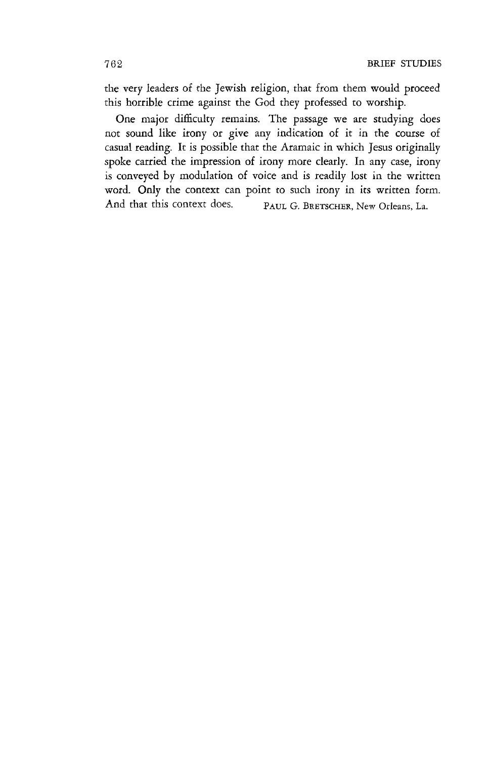the very leaders of the Jewish religion, that from them would proceed this horrible crime against the God they professed to worship.

One major difficulty remains. The passage we are studying does not sound like irony or give any indication of it in the course of casual reading. It is possible that the Aramaic in which Jesus originally spoke carried the impression of irony more clearly. In any case, irony is conveyed by modulation of voice and is readily lost in the written word. Only the context can point to such irony in its written form. And that this context does.

PAUL G. BRETSCHER, New Orleans, La.